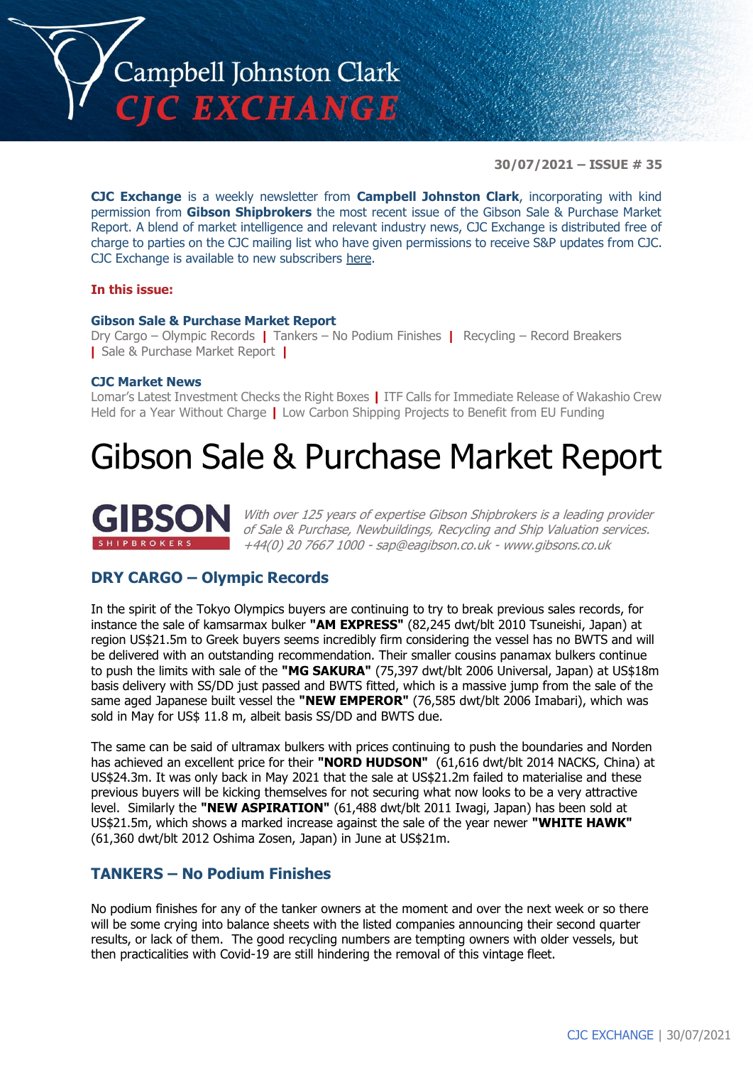# Campbell Johnston Clark
## CJC EXCHANGE

**30/07/2021 – ISSUE # 35**

**CJC Exchange** is a weekly newsletter from **Campbell Johnston Clark**, incorporating with kind permission from **Gibson Shipbrokers** the most recent issue of the Gibson Sale & Purchase Market Report. A blend of market intelligence and relevant industry news, CJC Exchange is distributed free of charge to parties on the CJC mailing list who have given permissions to receive S&P updates from CJC. CJC Exchange is available to new subscribers here.

**In this issue:**

**Gibson Sale & Purchase Market Report**
Dry Cargo – Olympic Records | Tankers – No Podium Finishes | Recycling – Record Breakers | Sale & Purchase Market Report |

**CJC Market News**
Lomar's Latest Investment Checks the Right Boxes | ITF Calls for Immediate Release of Wakashio Crew Held for a Year Without Charge | Low Carbon Shipping Projects to Benefit from EU Funding

# Gibson Sale & Purchase Market Report

**GIBSON** SHIPBROKERS

*With over 125 years of expertise Gibson Shipbrokers is a leading provider of Sale & Purchase, Newbuildings, Recycling and Ship Valuation services. +44(0) 20 7667 1000 - sap@eagibson.co.uk - www.gibsons.co.uk*

## DRY CARGO – Olympic Records

In the spirit of the Tokyo Olympics buyers are continuing to try to break previous sales records, for instance the sale of kamsarmax bulker **"AM EXPRESS"** (82,245 dwt/blt 2010 Tsuneishi, Japan) at region US$21.5m to Greek buyers seems incredibly firm considering the vessel has no BWTS and will be delivered with an outstanding recommendation. Their smaller cousins panamax bulkers continue to push the limits with sale of the **"MG SAKURA"** (75,397 dwt/blt 2006 Universal, Japan) at US$18m basis delivery with SS/DD just passed and BWTS fitted, which is a massive jump from the sale of the same aged Japanese built vessel the **"NEW EMPEROR"** (76,585 dwt/blt 2006 Imabari), which was sold in May for US$ 11.8 m, albeit basis SS/DD and BWTS due.

The same can be said of ultramax bulkers with prices continuing to push the boundaries and Norden has achieved an excellent price for their **"NORD HUDSON"** (61,616 dwt/blt 2014 NACKS, China) at US$24.3m. It was only back in May 2021 that the sale at US$21.2m failed to materialise and these previous buyers will be kicking themselves for not securing what now looks to be a very attractive level. Similarly the **"NEW ASPIRATION"** (61,488 dwt/blt 2011 Iwagi, Japan) has been sold at US$21.5m, which shows a marked increase against the sale of the year newer **"WHITE HAWK"** (61,360 dwt/blt 2012 Oshima Zosen, Japan) in June at US$21m.

## TANKERS – No Podium Finishes

No podium finishes for any of the tanker owners at the moment and over the next week or so there will be some crying into balance sheets with the listed companies announcing their second quarter results, or lack of them. The good recycling numbers are tempting owners with older vessels, but then practicalities with Covid-19 are still hindering the removal of this vintage fleet.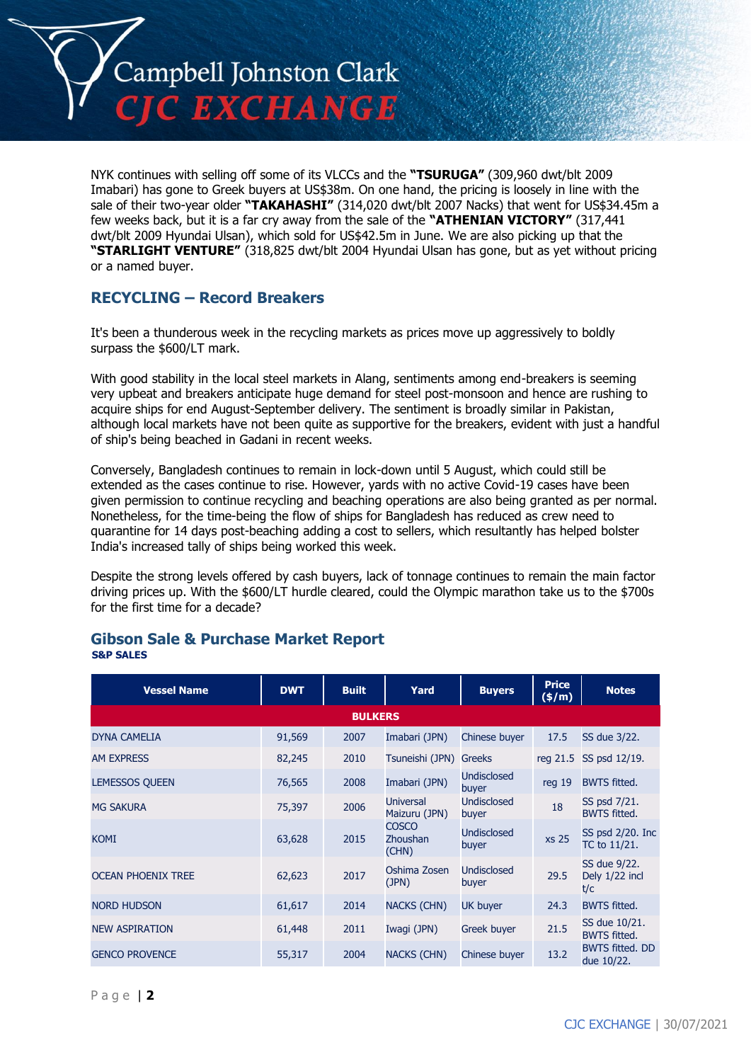NYK continues with selling off some of its VLCCs and the **"TSURUGA"** (309,960 dwt/blt 2009 Imabari) has gone to Greek buyers at US$38m. On one hand, the pricing is loosely in line with the sale of their two-year older **"TAKAHASHI"** (314,020 dwt/blt 2007 Nacks) that went for US$34.45m a few weeks back, but it is a far cry away from the sale of the **"ATHENIAN VICTORY"** (317,441 dwt/blt 2009 Hyundai Ulsan), which sold for US$42.5m in June. We are also picking up that the **"STARLIGHT VENTURE"** (318,825 dwt/blt 2004 Hyundai Ulsan has gone, but as yet without pricing or a named buyer.

## RECYCLING – Record Breakers

It's been a thunderous week in the recycling markets as prices move up aggressively to boldly surpass the $600/LT mark.

With good stability in the local steel markets in Alang, sentiments among end-breakers is seeming very upbeat and breakers anticipate huge demand for steel post-monsoon and hence are rushing to acquire ships for end August-September delivery. The sentiment is broadly similar in Pakistan, although local markets have not been quite as supportive for the breakers, evident with just a handful of ship's being beached in Gadani in recent weeks.

Conversely, Bangladesh continues to remain in lock-down until 5 August, which could still be extended as the cases continue to rise. However, yards with no active Covid-19 cases have been given permission to continue recycling and beaching operations are also being granted as per normal. Nonetheless, for the time-being the flow of ships for Bangladesh has reduced as crew need to quarantine for 14 days post-beaching adding a cost to sellers, which resultantly has helped bolster India's increased tally of ships being worked this week.

Despite the strong levels offered by cash buyers, lack of tonnage continues to remain the main factor driving prices up. With the $600/LT hurdle cleared, could the Olympic marathon take us to the $700s for the first time for a decade?

## Gibson Sale & Purchase Market Report

**S&P SALES**

| Vessel Name | DWT | Built | Yard | Buyers | Price ($/m) | Notes |
|---|---|---|---|---|---|---|
| **BULKERS** | | | | | | |
| DYNA CAMELIA | 91,569 | 2007 | Imabari (JPN) | Chinese buyer | 17.5 | SS due 3/22. |
| AM EXPRESS | 82,245 | 2010 | Tsuneishi (JPN) | Greeks | reg 21.5 | SS psd 12/19. |
| LEMESSOS QUEEN | 76,565 | 2008 | Imabari (JPN) | Undisclosed buyer | reg 19 | BWTS fitted. |
| MG SAKURA | 75,397 | 2006 | Universal Maizuru (JPN) | Undisclosed buyer | 18 | SS psd 7/21. BWTS fitted. |
| KOMI | 63,628 | 2015 | COSCO Zhoushan (CHN) | Undisclosed buyer | xs 25 | SS psd 2/20. Inc TC to 11/21. |
| OCEAN PHOENIX TREE | 62,623 | 2017 | Oshima Zosen (JPN) | Undisclosed buyer | 29.5 | SS due 9/22. Dely 1/22 incl t/c |
| NORD HUDSON | 61,617 | 2014 | NACKS (CHN) | UK buyer | 24.3 | BWTS fitted. |
| NEW ASPIRATION | 61,448 | 2011 | Iwagi (JPN) | Greek buyer | 21.5 | SS due 10/21. BWTS fitted. |
| GENCO PROVENCE | 55,317 | 2004 | NACKS (CHN) | Chinese buyer | 13.2 | BWTS fitted. DD due 10/22. |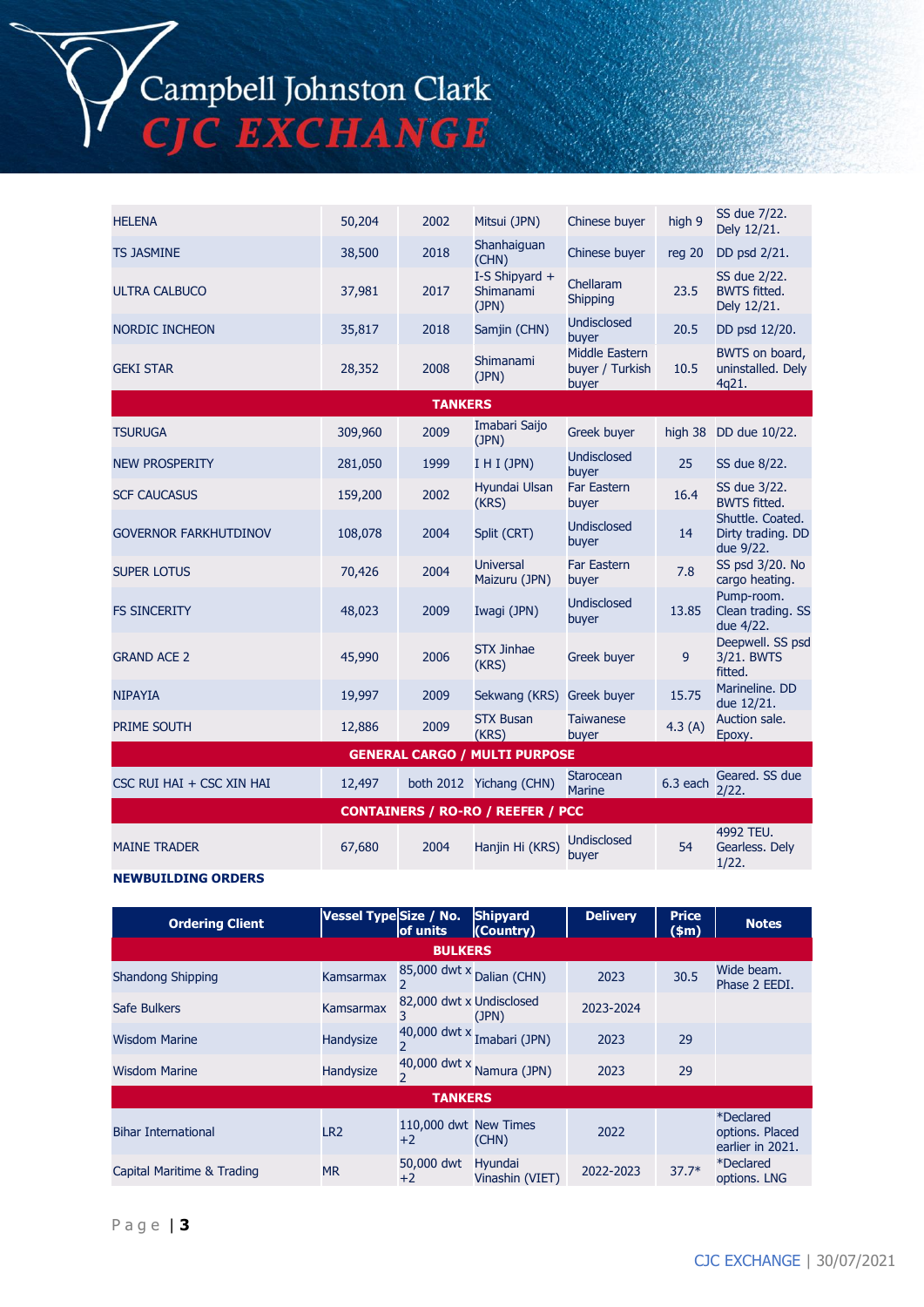| | | | | | | |
|---|---|---|---|---|---|---|
| HELENA | 50,204 | 2002 | Mitsui (JPN) | Chinese buyer | high 9 | SS due 7/22. Dely 12/21. |
| TS JASMINE | 38,500 | 2018 | Shanhaiguan (CHN) | Chinese buyer | reg 20 | DD psd 2/21. |
| ULTRA CALBUCO | 37,981 | 2017 | I-S Shipyard + Shimanami (JPN) | Chellaram Shipping | 23.5 | SS due 2/22. BWTS fitted. Dely 12/21. |
| NORDIC INCHEON | 35,817 | 2018 | Samjin (CHN) | Undisclosed buyer | 20.5 | DD psd 12/20. |
| GEKI STAR | 28,352 | 2008 | Shimanami (JPN) | Middle Eastern buyer / Turkish buyer | 10.5 | BWTS on board, uninstalled. Dely 4q21. |
| **TANKERS** | | | | | | |
| TSURUGA | 309,960 | 2009 | Imabari Saijo (JPN) | Greek buyer | high 38 | DD due 10/22. |
| NEW PROSPERITY | 281,050 | 1999 | I H I (JPN) | Undisclosed buyer | 25 | SS due 8/22. |
| SCF CAUCASUS | 159,200 | 2002 | Hyundai Ulsan (KRS) | Far Eastern buyer | 16.4 | SS due 3/22. BWTS fitted. |
| GOVERNOR FARKHUTDINOV | 108,078 | 2004 | Split (CRT) | Undisclosed buyer | 14 | Shuttle. Coated. Dirty trading. DD due 9/22. |
| SUPER LOTUS | 70,426 | 2004 | Universal Maizuru (JPN) | Far Eastern buyer | 7.8 | SS psd 3/20. No cargo heating. |
| FS SINCERITY | 48,023 | 2009 | Iwagi (JPN) | Undisclosed buyer | 13.85 | Pump-room. Clean trading. SS due 4/22. |
| GRAND ACE 2 | 45,990 | 2006 | STX Jinhae (KRS) | Greek buyer | 9 | Deepwell. SS psd 3/21. BWTS fitted. |
| NIPAYIA | 19,997 | 2009 | Sekwang (KRS) | Greek buyer | 15.75 | Marineline. DD due 12/21. |
| PRIME SOUTH | 12,886 | 2009 | STX Busan (KRS) | Taiwanese buyer | 4.3 (A) | Auction sale. Epoxy. |
| **GENERAL CARGO / MULTI PURPOSE** | | | | | | |
| CSC RUI HAI + CSC XIN HAI | 12,497 | both 2012 | Yichang (CHN) | Starocean Marine | 6.3 each | Geared. SS due 2/22. |
| **CONTAINERS / RO-RO / REEFER / PCC** | | | | | | |
| MAINE TRADER | 67,680 | 2004 | Hanjin Hi (KRS) | Undisclosed buyer | 54 | 4992 TEU. Gearless. Dely 1/22. |

**NEWBUILDING ORDERS**

| Ordering Client | Vessel Type | Size / No. of units | Shipyard (Country) | Delivery | Price ($m) | Notes |
|---|---|---|---|---|---|---|
| **BULKERS** | | | | | | |
| Shandong Shipping | Kamsarmax | 85,000 dwt x 2 | Dalian (CHN) | 2023 | 30.5 | Wide beam. Phase 2 EEDI. |
| Safe Bulkers | Kamsarmax | 82,000 dwt x 3 | Undisclosed (JPN) | 2023-2024 | | |
| Wisdom Marine | Handysize | 40,000 dwt x 2 | Imabari (JPN) | 2023 | 29 | |
| Wisdom Marine | Handysize | 40,000 dwt x 2 | Namura (JPN) | 2023 | 29 | |
| **TANKERS** | | | | | | |
| Bihar International | LR2 | 110,000 dwt +2 | New Times (CHN) | 2022 | | *Declared options. Placed earlier in 2021. |
| Capital Maritime & Trading | MR | 50,000 dwt +2 | Hyundai Vinashin (VIET) | 2022-2023 | 37.7* | *Declared options. LNG |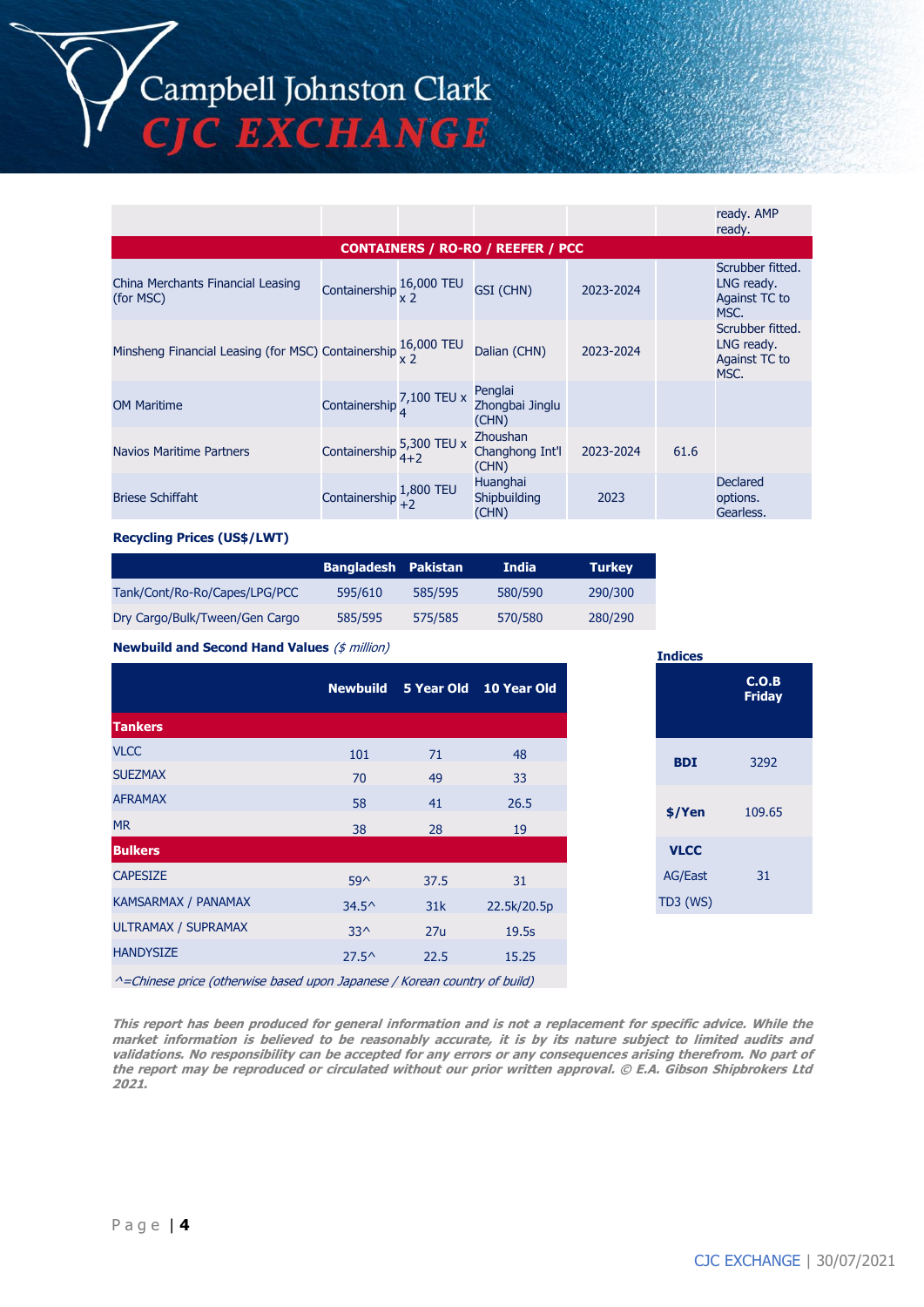| | | | | | | ready. AMP ready. |
|---|---|---|---|---|---|---|
| **CONTAINERS / RO-RO / REEFER / PCC** | | | | | | |
| China Merchants Financial Leasing (for MSC) | Containership | 16,000 TEU x 2 | GSI (CHN) | 2023-2024 | | Scrubber fitted. LNG ready. Against TC to MSC. |
| Minsheng Financial Leasing (for MSC) | Containership | 16,000 TEU x 2 | Dalian (CHN) | 2023-2024 | | Scrubber fitted. LNG ready. Against TC to MSC. |
| OM Maritime | Containership | 7,100 TEU x 4 | Penglai Zhongbai Jinglu (CHN) | | | |
| Navios Maritime Partners | Containership | 5,300 TEU x 4+2 | Zhoushan Changhong Int'l (CHN) | 2023-2024 | 61.6 | |
| Briese Schiffaht | Containership | 1,800 TEU +2 | Huanghai Shipbuilding (CHN) | 2023 | | Declared options. Gearless. |

**Recycling Prices (US$/LWT)**

| | Bangladesh | Pakistan | India | Turkey |
|---|---|---|---|---|
| Tank/Cont/Ro-Ro/Capes/LPG/PCC | 595/610 | 585/595 | 580/590 | 290/300 |
| Dry Cargo/Bulk/Tween/Gen Cargo | 585/595 | 575/585 | 570/580 | 280/290 |

**Newbuild and Second Hand Values** *($ million)*

| | Newbuild | 5 Year Old | 10 Year Old |
|---|---|---|---|
| **Tankers** | | | |
| VLCC | 101 | 71 | 48 |
| SUEZMAX | 70 | 49 | 33 |
| AFRAMAX | 58 | 41 | 26.5 |
| MR | 38 | 28 | 19 |
| **Bulkers** | | | |
| CAPESIZE | 59^ | 37.5 | 31 |
| KAMSARMAX / PANAMAX | 34.5^ | 31k | 22.5k/20.5p |
| ULTRAMAX / SUPRAMAX | 33^ | 27u | 19.5s |
| HANDYSIZE | 27.5^ | 22.5 | 15.25 |

*^=Chinese price (otherwise based upon Japanese / Korean country of build)*

**Indices**

| | C.O.B Friday |
|---|---|
| **BDI** | 3292 |
| **$/Yen** | 109.65 |
| **VLCC** | |
| AG/East TD3 (WS) | 31 |

***This report has been produced for general information and is not a replacement for specific advice. While the market information is believed to be reasonably accurate, it is by its nature subject to limited audits and validations. No responsibility can be accepted for any errors or any consequences arising therefrom. No part of the report may be reproduced or circulated without our prior written approval. © E.A. Gibson Shipbrokers Ltd 2021.***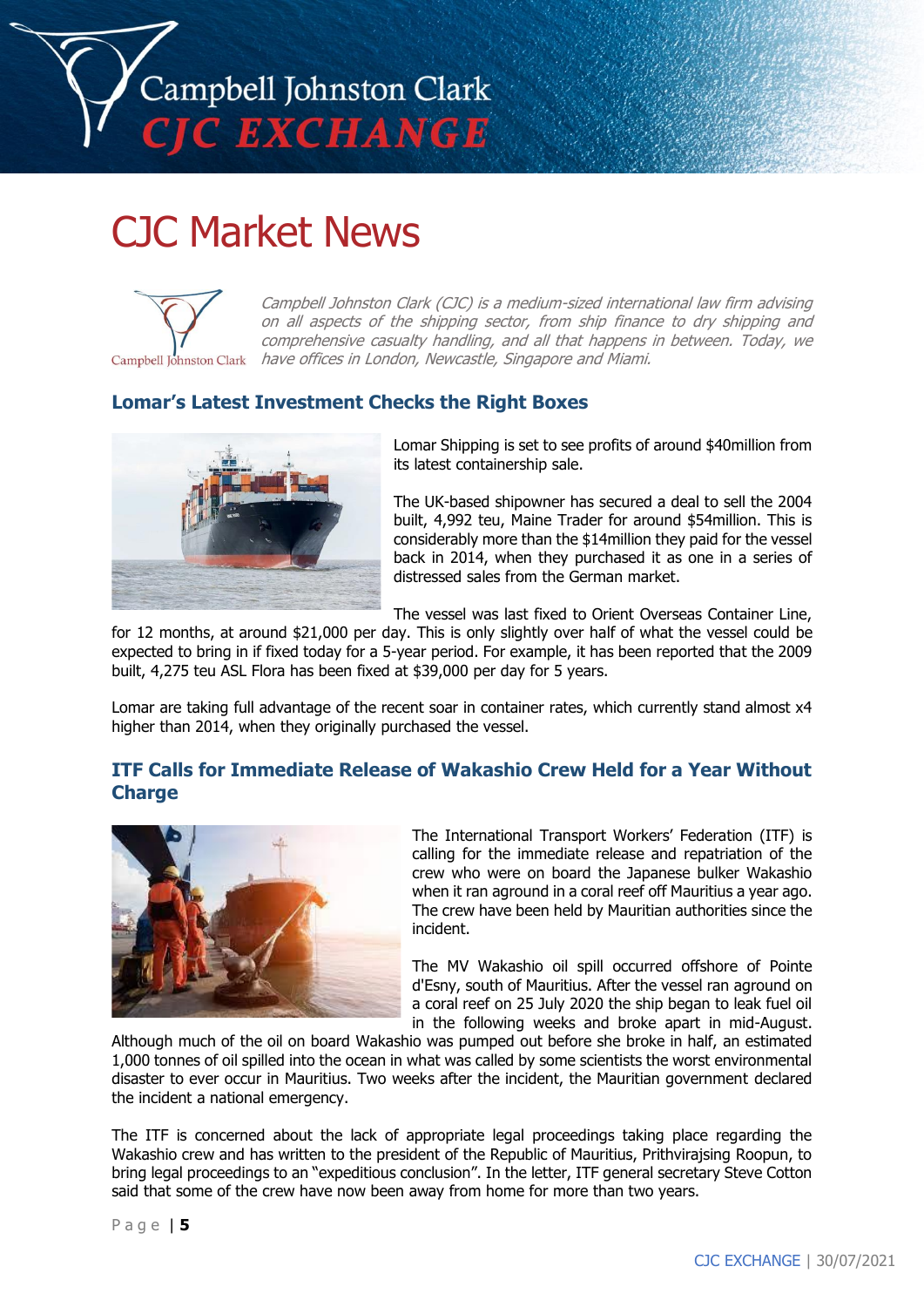# CJC Market News

*Campbell Johnston Clark (CJC) is a medium-sized international law firm advising on all aspects of the shipping sector, from ship finance to dry shipping and comprehensive casualty handling, and all that happens in between. Today, we have offices in London, Newcastle, Singapore and Miami.*

## Lomar's Latest Investment Checks the Right Boxes

Lomar Shipping is set to see profits of around $40million from its latest containership sale.

The UK-based shipowner has secured a deal to sell the 2004 built, 4,992 teu, Maine Trader for around $54million. This is considerably more than the $14million they paid for the vessel back in 2014, when they purchased it as one in a series of distressed sales from the German market.

The vessel was last fixed to Orient Overseas Container Line, for 12 months, at around $21,000 per day. This is only slightly over half of what the vessel could be expected to bring in if fixed today for a 5-year period. For example, it has been reported that the 2009 built, 4,275 teu ASL Flora has been fixed at $39,000 per day for 5 years.

Lomar are taking full advantage of the recent soar in container rates, which currently stand almost x4 higher than 2014, when they originally purchased the vessel.

## ITF Calls for Immediate Release of Wakashio Crew Held for a Year Without Charge

The International Transport Workers' Federation (ITF) is calling for the immediate release and repatriation of the crew who were on board the Japanese bulker Wakashio when it ran aground in a coral reef off Mauritius a year ago. The crew have been held by Mauritian authorities since the incident.

The MV Wakashio oil spill occurred offshore of Pointe d'Esny, south of Mauritius. After the vessel ran aground on a coral reef on 25 July 2020 the ship began to leak fuel oil in the following weeks and broke apart in mid-August. Although much of the oil on board Wakashio was pumped out before she broke in half, an estimated 1,000 tonnes of oil spilled into the ocean in what was called by some scientists the worst environmental disaster to ever occur in Mauritius. Two weeks after the incident, the Mauritian government declared the incident a national emergency.

The ITF is concerned about the lack of appropriate legal proceedings taking place regarding the Wakashio crew and has written to the president of the Republic of Mauritius, Prithvirajsing Roopun, to bring legal proceedings to an "expeditious conclusion". In the letter, ITF general secretary Steve Cotton said that some of the crew have now been away from home for more than two years.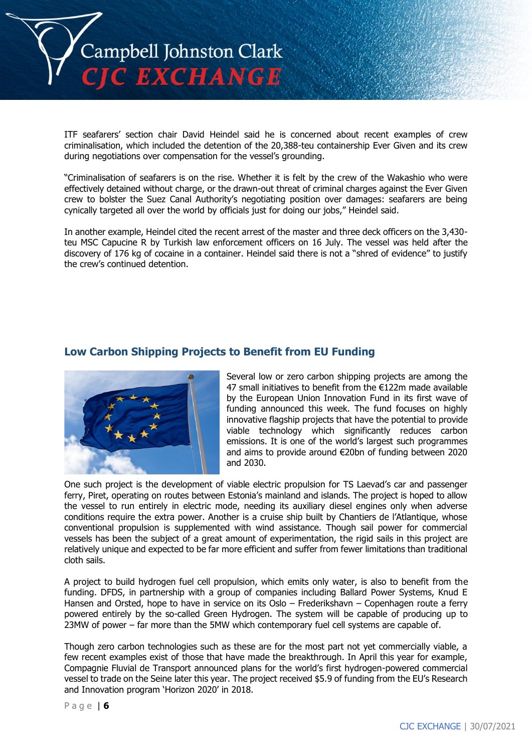ITF seafarers' section chair David Heindel said he is concerned about recent examples of crew criminalisation, which included the detention of the 20,388-teu containership Ever Given and its crew during negotiations over compensation for the vessel's grounding.

"Criminalisation of seafarers is on the rise. Whether it is felt by the crew of the Wakashio who were effectively detained without charge, or the drawn-out threat of criminal charges against the Ever Given crew to bolster the Suez Canal Authority's negotiating position over damages: seafarers are being cynically targeted all over the world by officials just for doing our jobs," Heindel said.

In another example, Heindel cited the recent arrest of the master and three deck officers on the 3,430-teu MSC Capucine R by Turkish law enforcement officers on 16 July. The vessel was held after the discovery of 176 kg of cocaine in a container. Heindel said there is not a "shred of evidence" to justify the crew's continued detention.

## Low Carbon Shipping Projects to Benefit from EU Funding

Several low or zero carbon shipping projects are among the 47 small initiatives to benefit from the €122m made available by the European Union Innovation Fund in its first wave of funding announced this week. The fund focuses on highly innovative flagship projects that have the potential to provide viable technology which significantly reduces carbon emissions. It is one of the world's largest such programmes and aims to provide around €20bn of funding between 2020 and 2030.

One such project is the development of viable electric propulsion for TS Laevad's car and passenger ferry, Piret, operating on routes between Estonia's mainland and islands. The project is hoped to allow the vessel to run entirely in electric mode, needing its auxiliary diesel engines only when adverse conditions require the extra power. Another is a cruise ship built by Chantiers de l'Atlantique, whose conventional propulsion is supplemented with wind assistance. Though sail power for commercial vessels has been the subject of a great amount of experimentation, the rigid sails in this project are relatively unique and expected to be far more efficient and suffer from fewer limitations than traditional cloth sails.

A project to build hydrogen fuel cell propulsion, which emits only water, is also to benefit from the funding. DFDS, in partnership with a group of companies including Ballard Power Systems, Knud E Hansen and Orsted, hope to have in service on its Oslo – Frederikshavn – Copenhagen route a ferry powered entirely by the so-called Green Hydrogen. The system will be capable of producing up to 23MW of power – far more than the 5MW which contemporary fuel cell systems are capable of.

Though zero carbon technologies such as these are for the most part not yet commercially viable, a few recent examples exist of those that have made the breakthrough. In April this year for example, Compagnie Fluvial de Transport announced plans for the world's first hydrogen-powered commercial vessel to trade on the Seine later this year. The project received $5.9 of funding from the EU's Research and Innovation program 'Horizon 2020' in 2018.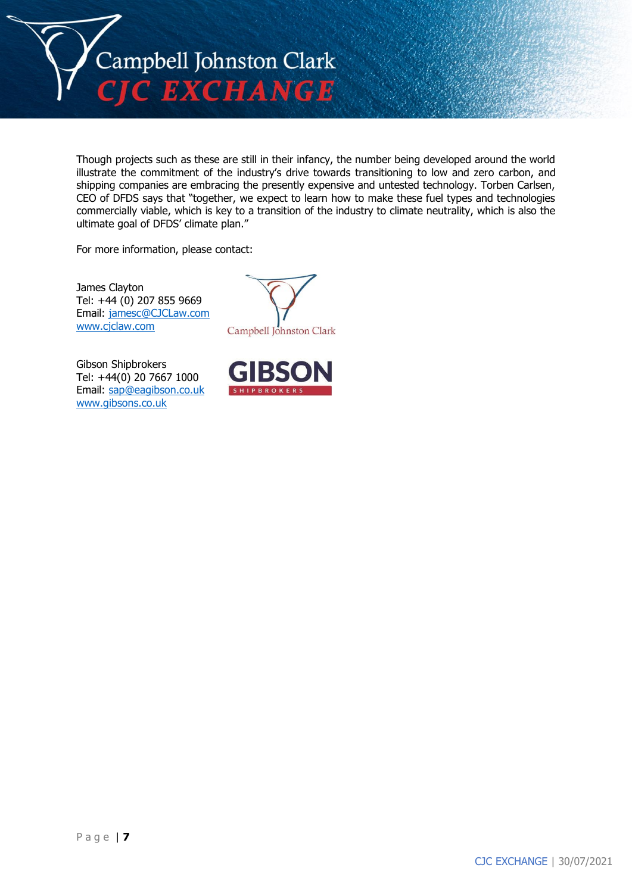Though projects such as these are still in their infancy, the number being developed around the world illustrate the commitment of the industry's drive towards transitioning to low and zero carbon, and shipping companies are embracing the presently expensive and untested technology. Torben Carlsen, CEO of DFDS says that "together, we expect to learn how to make these fuel types and technologies commercially viable, which is key to a transition of the industry to climate neutrality, which is also the ultimate goal of DFDS' climate plan."

For more information, please contact:

James Clayton  
Tel: +44 (0) 207 855 9669  
Email: jamesc@CJCLaw.com  
www.cjclaw.com

Gibson Shipbrokers  
Tel: +44(0) 20 7667 1000  
Email: sap@eagibson.co.uk  
www.gibsons.co.uk